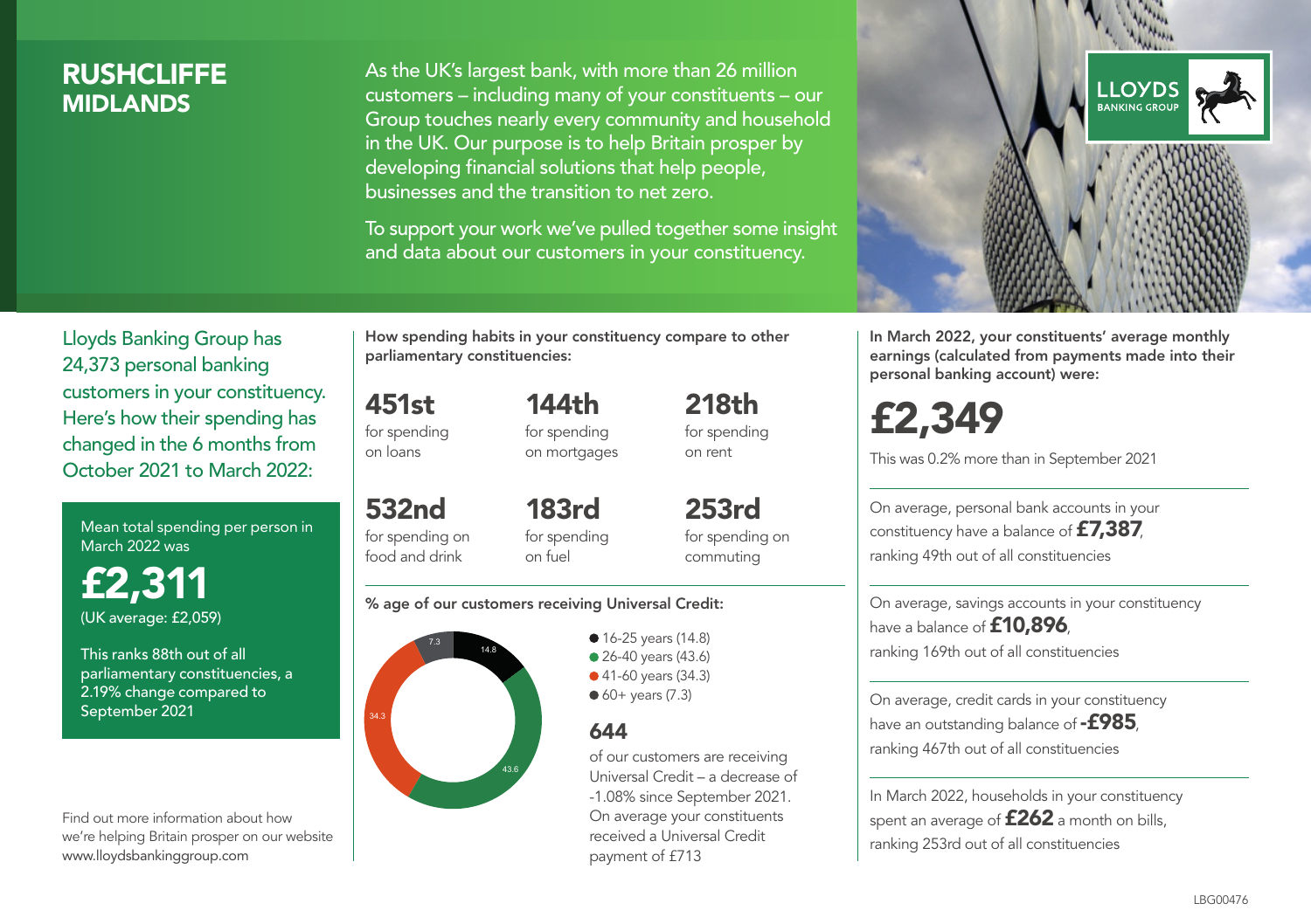# RUSHCLIFFE
## MIDLANDS

As the UK's largest bank, with more than 26 million customers – including many of your constituents – our Group touches nearly every community and household in the UK. Our purpose is to help Britain prosper by developing financial solutions that help people, businesses and the transition to net zero.

To support your work we've pulled together some insight and data about our customers in your constituency.

LLOYDS BANKING GROUP

Lloyds Banking Group has 24,373 personal banking customers in your constituency. Here's how their spending has changed in the 6 months from October 2021 to March 2022:

Mean total spending per person in March 2022 was

**£2,311**

(UK average: £2,059)

This ranks 88th out of all parliamentary constituencies, a 2.19% change compared to September 2021

Find out more information about how we're helping Britain prosper on our website www.lloydsbankinggroup.com

**How spending habits in your constituency compare to other parliamentary constituencies:**

**451st** for spending on loans

**144th** for spending on mortgages

**218th** for spending on rent

**532nd** for spending on food and drink

**183rd** for spending on fuel

**253rd** for spending on commuting

**% age of our customers receiving Universal Credit:**

- 16-25 years (14.8)
- 26-40 years (43.6)
- 41-60 years (34.3)
- 60+ years (7.3)

**644**

of our customers are receiving Universal Credit – a decrease of -1.08% since September 2021. On average your constituents received a Universal Credit payment of £713

**In March 2022, your constituents' average monthly earnings (calculated from payments made into their personal banking account) were:**

**£2,349**

This was 0.2% more than in September 2021

On average, personal bank accounts in your constituency have a balance of **£7,387**, ranking 49th out of all constituencies

On average, savings accounts in your constituency have a balance of **£10,896**, ranking 169th out of all constituencies

On average, credit cards in your constituency have an outstanding balance of **-£985**, ranking 467th out of all constituencies

In March 2022, households in your constituency spent an average of **£262** a month on bills, ranking 253rd out of all constituencies

LBG00476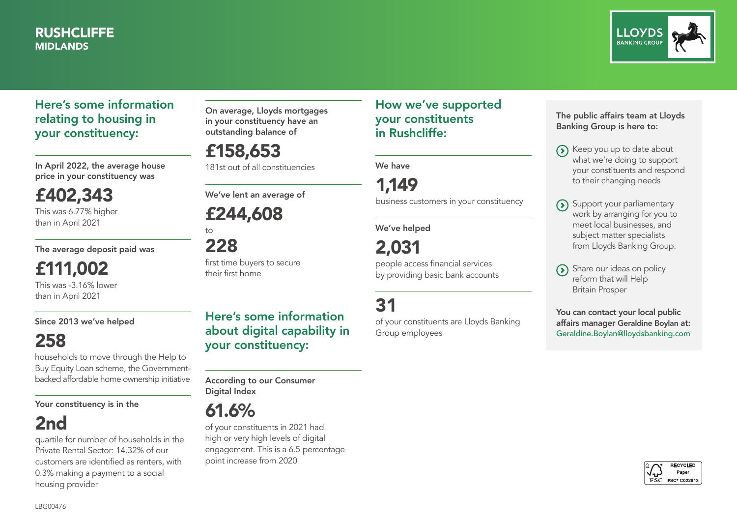# RUSHCLIFFE
## MIDLANDS

LLOYDS BANKING GROUP

## Here's some information relating to housing in your constituency:

**In April 2022, the average house price in your constituency was**

# £402,343

This was 6.77% higher than in April 2021

**The average deposit paid was**

# £111,002

This was -3.16% lower than in April 2021

**Since 2013 we've helped**

# 258

households to move through the Help to Buy Equity Loan scheme, the Government-backed affordable home ownership initiative

**Your constituency is in the**

# 2nd

quartile for number of households in the Private Rental Sector: 14.32% of our customers are identified as renters, with 0.3% making a payment to a social housing provider

**On average, Lloyds mortgages in your constituency have an outstanding balance of**

# £158,653

181st out of all constituencies

**We've lent an average of**

# £244,608

to

# 228

first time buyers to secure their first home

## Here's some information about digital capability in your constituency:

**According to our Consumer Digital Index**

# 61.6%

of your constituents in 2021 had high or very high levels of digital engagement. This is a 6.5 percentage point increase from 2020

## How we've supported your constituents in Rushcliffe:

**We have**

# 1,149

business customers in your constituency

**We've helped**

# 2,031

people access financial services by providing basic bank accounts

# 31

of your constituents are Lloyds Banking Group employees

**The public affairs team at Lloyds Banking Group is here to:**

- Keep you up to date about what we're doing to support your constituents and respond to their changing needs
- Support your parliamentary work by arranging for you to meet local businesses, and subject matter specialists from Lloyds Banking Group.
- Share our ideas on policy reform that will Help Britain Prosper

**You can contact your local public affairs manager Geraldine Boylan at:**
Geraldine.Boylan@lloydsbanking.com

RECYCLED Paper FSC® C022913

LBG00476